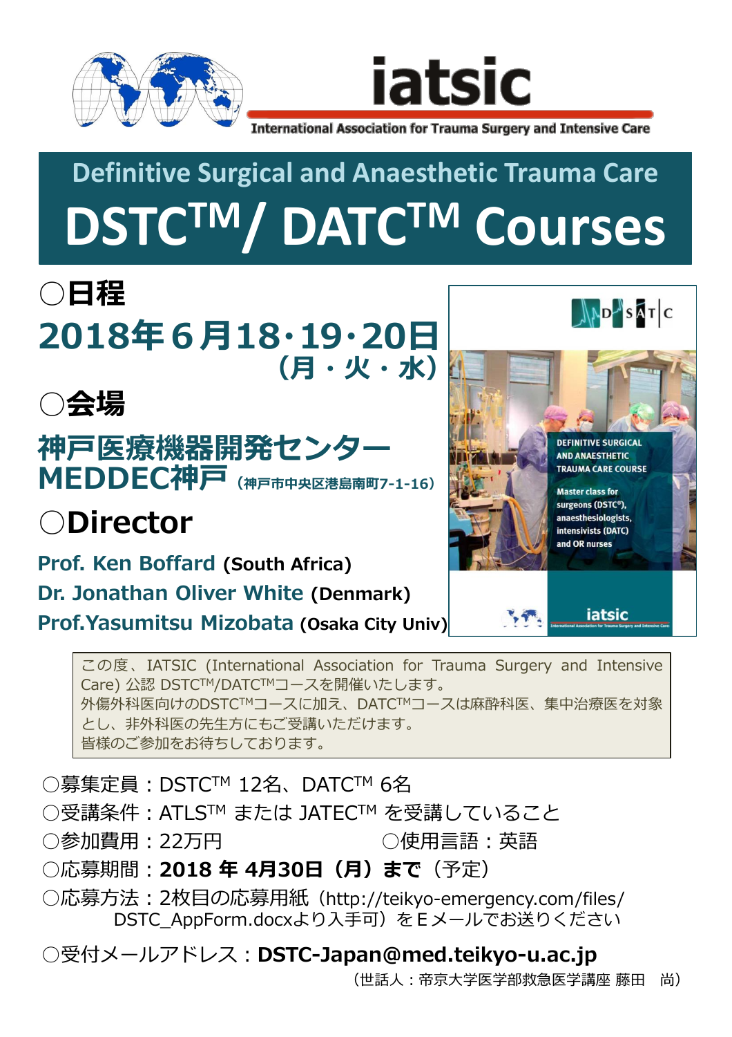iatsic

International Association for Trauma Surgery and Intensive Care

# Definitive Surgical and Anaesthetic Trauma Care

# DSTC™/ DATC™ Courses

## ○日程

**2018年６月18･19･20日**
**（月・火・水）**

## ○会場

**神戸医療機器開発センター**
**MEDDEC神戸**（神戸市中央区港島南町7-1-16）

## ○Director

**Prof. Ken Boffard** (South Africa)
**Dr. Jonathan Oliver White** (Denmark)
**Prof.Yasumitsu Mizobata** (Osaka City Univ)

DSATC

DEFINITIVE SURGICAL AND ANAESTHETIC TRAUMA CARE COURSE

Master class for surgeons (DSTC®), anaesthesiologists, intensivists (DATC) and OR nurses

iatsic

> この度、IATSIC (International Association for Trauma Surgery and Intensive Care) 公認 DSTC™/DATC™コースを開催いたします。
> 外傷外科医向けのDSTC™コースに加え、DATC™コースは麻酔科医、集中治療医を対象とし、非外科医の先生方にもご受講いただけます。
> 皆様のご参加をお待ちしております。

○募集定員：DSTC™ 12名、DATC™ 6名

○受講条件：ATLS™ または JATEC™ を受講していること

○参加費用：22万円　　　　　○使用言語：英語

○応募期間：**2018 年 4月30日（月）まで**（予定）

○応募方法：2枚目の応募用紙（http://teikyo-emergency.com/files/DSTC_AppForm.docxより入手可）をＥメールでお送りください

○受付メールアドレス：**DSTC-Japan@med.teikyo-u.ac.jp**

（世話人：帝京大学医学部救急医学講座 藤田　尚）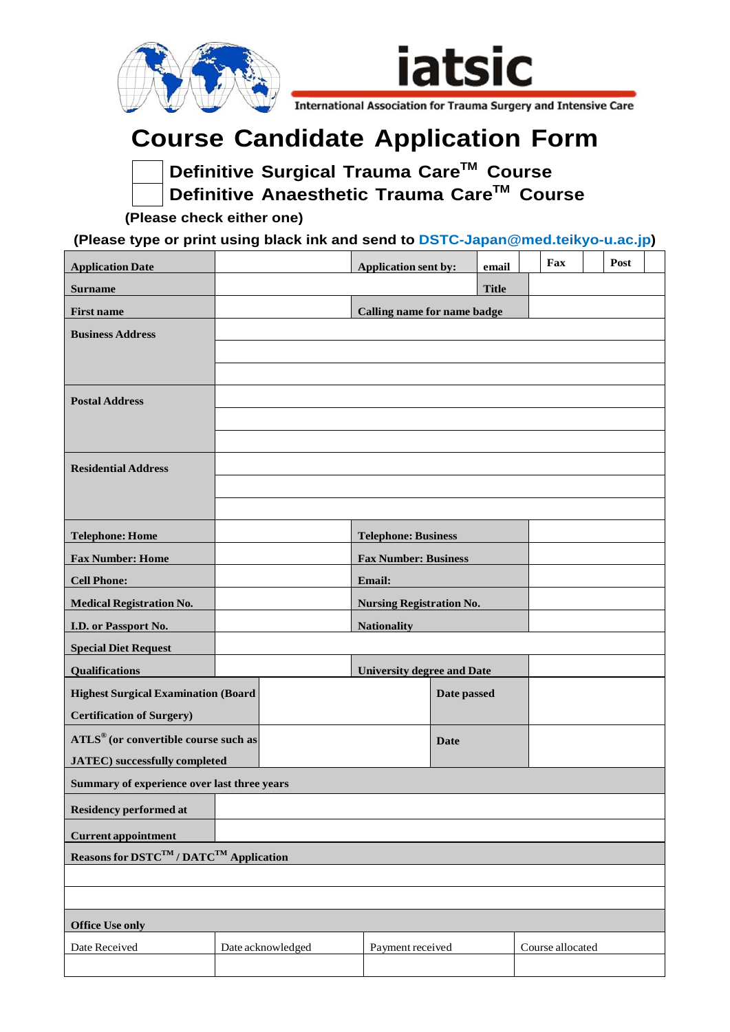iatsic

International Association for Trauma Surgery and Intensive Care

# Course Candidate Application Form

☐ **Definitive Surgical Trauma Care™ Course**
☐ **Definitive Anaesthetic Trauma Care™ Course**

**(Please check either one)**

**(Please type or print using black ink and send to DSTC-Japan@med.teikyo-u.ac.jp)**

| | | | | | | | |
|---|---|---|---|---|---|---|---|
| **Application Date** | | **Application sent by:** | **email** | | **Fax** | | **Post** |
| **Surname** | | | **Title** | | | | |
| **First name** | | **Calling name for name badge** | | | | | |
| **Business Address** | | | | | | | |
| | | | | | | | |
| | | | | | | | |
| **Postal Address** | | | | | | | |
| | | | | | | | |
| | | | | | | | |
| **Residential Address** | | | | | | | |
| | | | | | | | |
| | | | | | | | |
| **Telephone: Home** | | **Telephone: Business** | | | | | |
| **Fax Number: Home** | | **Fax Number: Business** | | | | | |
| **Cell Phone:** | | **Email:** | | | | | |
| **Medical Registration No.** | | **Nursing Registration No.** | | | | | |
| **I.D. or Passport No.** | | **Nationality** | | | | | |
| **Special Diet Request** | | | | | | | |
| **Qualifications** | | **University degree and Date** | | | | | |
| **Highest Surgical Examination (Board Certification of Surgery)** | | **Date passed** | | | | | |
| **ATLS® (or convertible course such as JATEC) successfully completed** | | **Date** | | | | | |
| **Summary of experience over last three years** | | | | | | | |
| **Residency performed at** | | | | | | | |
| **Current appointment** | | | | | | | |
| **Reasons for DSTC™ / DATC™ Application** | | | | | | | |
| | | | | | | | |
| | | | | | | | |

| **Office Use only** | | | |
|---|---|---|---|
| Date Received | Date acknowledged | Payment received | Course allocated |
| | | | |